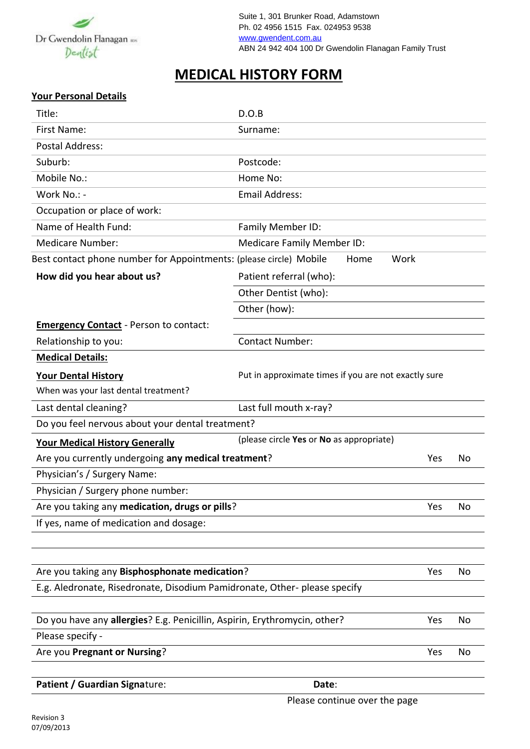Dr Gwendolin Flanagan BDS
Dentist

Suite 1, 301 Brunker Road, Adamstown
Ph. 02 4956 1515 Fax. 024953 9538
www.gwendent.com.au
ABN 24 942 404 100 Dr Gwendolin Flanagan Family Trust

# MEDICAL HISTORY FORM

## Your Personal Details

| | |
|---|---|
| Title: | D.O.B |
| First Name: | Surname: |
| Postal Address: | |
| Suburb: | Postcode: |
| Mobile No.: | Home No: |
| Work No.: - | Email Address: |
| Occupation or place of work: | |
| Name of Health Fund: | Family Member ID: |
| Medicare Number: | Medicare Family Member ID: |

Best contact phone number for Appointments: (please circle) Mobile Home Work

| | |
|---|---|
| **How did you hear about us?** | Patient referral (who): |
| | Other Dentist (who): |
| | Other (how): |
| **Emergency Contact** - Person to contact: | |
| Relationship to you: | Contact Number: |

## Medical Details:

### Your Dental History

Put in approximate times if you are not exactly sure

| | |
|---|---|
| When was your last dental treatment? | |
| Last dental cleaning? | Last full mouth x-ray? |
| Do you feel nervous about your dental treatment? | |

### Your Medical History Generally

(please circle **Yes** or **No** as appropriate)

| | | |
|---|---|---|
| Are you currently undergoing **any medical treatment**? | Yes | No |
| Physician's / Surgery Name: | | |
| Physician / Surgery phone number: | | |
| Are you taking any **medication, drugs or pills**? | Yes | No |
| If yes, name of medication and dosage: | | |
| | | |
| | | |
| Are you taking any **Bisphosphonate medication**? | Yes | No |
| E.g. Aledronate, Risedronate, Disodium Pamidronate, Other- please specify | | |
| | | |
| Do you have any **allergies**? E.g. Penicillin, Aspirin, Erythromycin, other? | Yes | No |
| Please specify - | | |
| Are you **Pregnant or Nursing**? | Yes | No |

**Patient / Guardian Signa**ture: **Date**:

Please continue over the page

Revision 3
07/09/2013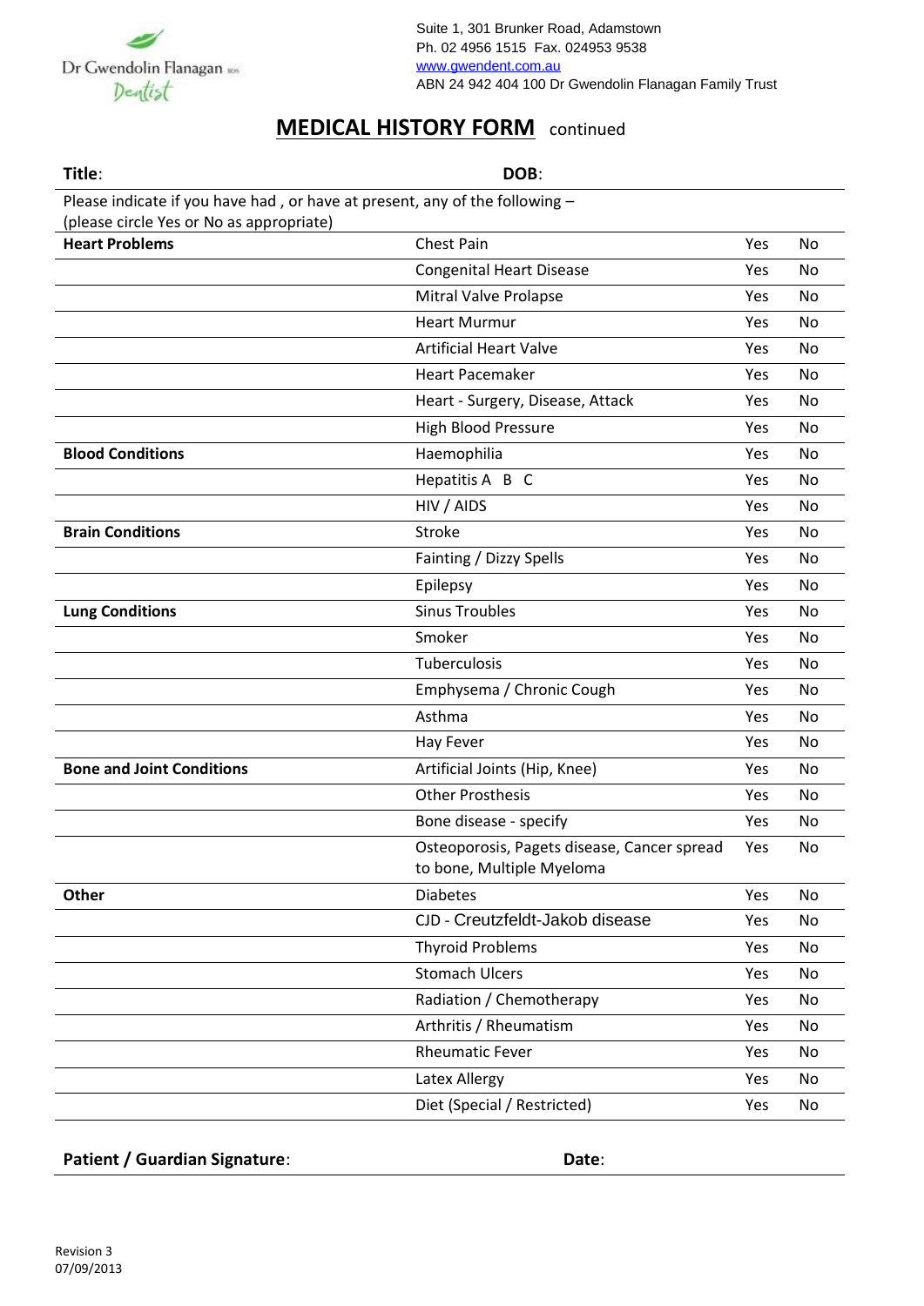Dr Gwendolin Flanagan BDS
Dentist

Suite 1, 301 Brunker Road, Adamstown
Ph. 02 4956 1515 Fax. 024953 9538
www.gwendent.com.au
ABN 24 942 404 100 Dr Gwendolin Flanagan Family Trust

# MEDICAL HISTORY FORM continued

**Title**: **DOB**:

Please indicate if you have had , or have at present, any of the following –
(please circle Yes or No as appropriate)

| | | | |
|---|---|---|---|
| **Heart Problems** | Chest Pain | Yes | No |
| | Congenital Heart Disease | Yes | No |
| | Mitral Valve Prolapse | Yes | No |
| | Heart Murmur | Yes | No |
| | Artificial Heart Valve | Yes | No |
| | Heart Pacemaker | Yes | No |
| | Heart - Surgery, Disease, Attack | Yes | No |
| | High Blood Pressure | Yes | No |
| **Blood Conditions** | Haemophilia | Yes | No |
| | Hepatitis A B C | Yes | No |
| | HIV / AIDS | Yes | No |
| **Brain Conditions** | Stroke | Yes | No |
| | Fainting / Dizzy Spells | Yes | No |
| | Epilepsy | Yes | No |
| **Lung Conditions** | Sinus Troubles | Yes | No |
| | Smoker | Yes | No |
| | Tuberculosis | Yes | No |
| | Emphysema / Chronic Cough | Yes | No |
| | Asthma | Yes | No |
| | Hay Fever | Yes | No |
| **Bone and Joint Conditions** | Artificial Joints (Hip, Knee) | Yes | No |
| | Other Prosthesis | Yes | No |
| | Bone disease - specify | Yes | No |
| | Osteoporosis, Pagets disease, Cancer spread to bone, Multiple Myeloma | Yes | No |
| **Other** | Diabetes | Yes | No |
| | CJD - Creutzfeldt-Jakob disease | Yes | No |
| | Thyroid Problems | Yes | No |
| | Stomach Ulcers | Yes | No |
| | Radiation / Chemotherapy | Yes | No |
| | Arthritis / Rheumatism | Yes | No |
| | Rheumatic Fever | Yes | No |
| | Latex Allergy | Yes | No |
| | Diet (Special / Restricted) | Yes | No |

**Patient / Guardian Signature**: **Date**:

Revision 3
07/09/2013